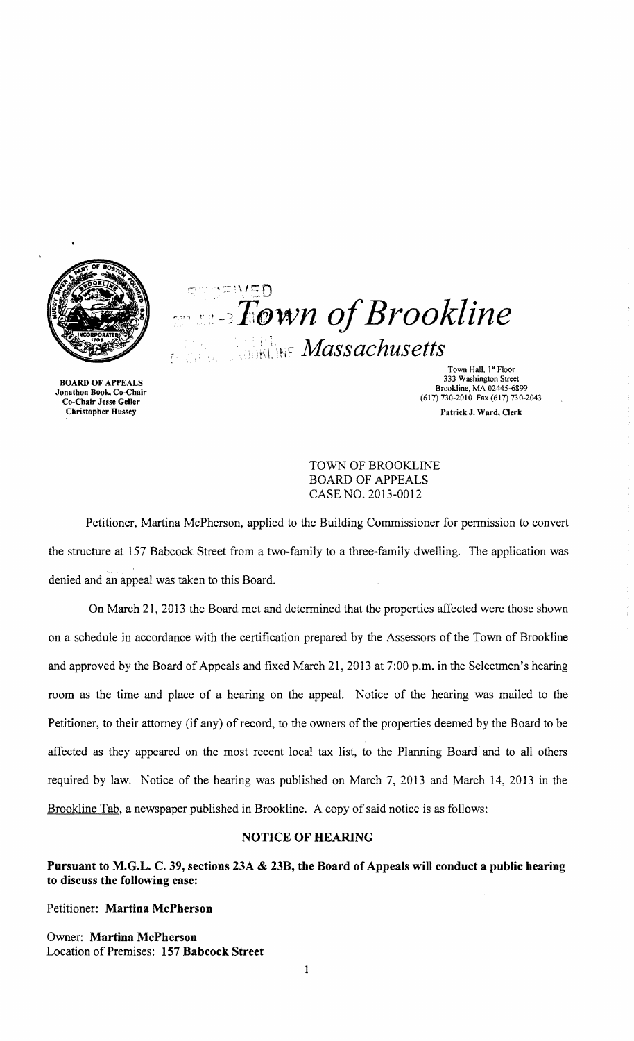# Town of Brookline

## Massachusetts

BOARD OF APPEALS
Jonathon Book, Co-Chair
Co-Chair Jesse Geller
Christopher Hussey

Town Hall, 1st Floor
333 Washington Street
Brookline, MA 02445-6899
(617) 730-2010 Fax (617) 730-2043
Patrick J. Ward, Clerk

TOWN OF BROOKLINE
BOARD OF APPEALS
CASE NO. 2013-0012

Petitioner, Martina McPherson, applied to the Building Commissioner for permission to convert the structure at 157 Babcock Street from a two-family to a three-family dwelling. The application was denied and an appeal was taken to this Board.

On March 21, 2013 the Board met and determined that the properties affected were those shown on a schedule in accordance with the certification prepared by the Assessors of the Town of Brookline and approved by the Board of Appeals and fixed March 21, 2013 at 7:00 p.m. in the Selectmen's hearing room as the time and place of a hearing on the appeal. Notice of the hearing was mailed to the Petitioner, to their attorney (if any) of record, to the owners of the properties deemed by the Board to be affected as they appeared on the most recent local tax list, to the Planning Board and to all others required by law. Notice of the hearing was published on March 7, 2013 and March 14, 2013 in the Brookline Tab, a newspaper published in Brookline. A copy of said notice is as follows:

### NOTICE OF HEARING

**Pursuant to M.G.L. C. 39, sections 23A & 23B, the Board of Appeals will conduct a public hearing to discuss the following case:**

Petitioner: **Martina McPherson**

Owner: **Martina McPherson**
Location of Premises: **157 Babcock Street**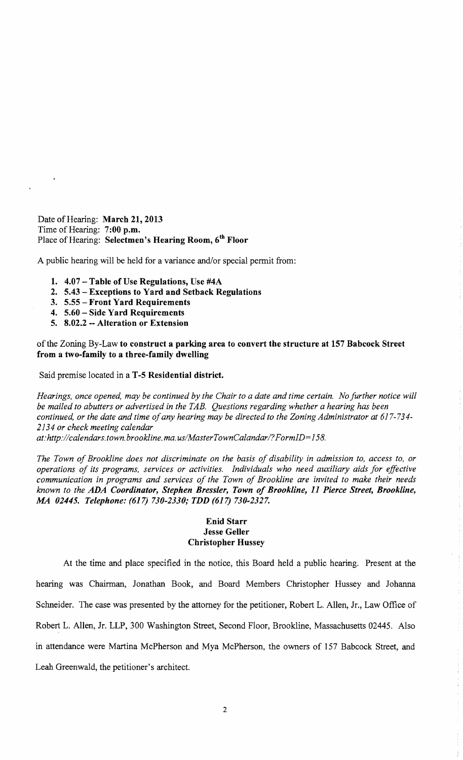Date of Hearing: **March 21, 2013**
Time of Hearing: **7:00 p.m.**
Place of Hearing: **Selectmen's Hearing Room, 6th Floor**

A public hearing will be held for a variance and/or special permit from:

1. **4.07 – Table of Use Regulations, Use #4A**
2. **5.43 – Exceptions to Yard and Setback Regulations**
3. **5.55 – Front Yard Requirements**
4. **5.60 – Side Yard Requirements**
5. **8.02.2 -- Alteration or Extension**

of the Zoning By-Law **to construct a parking area to convert the structure at 157 Babcock Street from a two-family to a three-family dwelling**

Said premise located in a **T-5 Residential district.**

*Hearings, once opened, may be continued by the Chair to a date and time certain. No further notice will be mailed to abutters or advertised in the TAB. Questions regarding whether a hearing has been continued, or the date and time of any hearing may be directed to the Zoning Administrator at 617-734-2134 or check meeting calendar at:http://calendars.town.brookline.ma.us/MasterTownCalandar/?FormID=158.*

*The Town of Brookline does not discriminate on the basis of disability in admission to, access to, or operations of its programs, services or activities. Individuals who need auxiliary aids for effective communication in programs and services of the Town of Brookline are invited to make their needs known to the* ***ADA Coordinator, Stephen Bressler, Town of Brookline, 11 Pierce Street, Brookline, MA 02445. Telephone: (617) 730-2330; TDD (617) 730-2327.***

**Enid Starr**
**Jesse Geller**
**Christopher Hussey**

At the time and place specified in the notice, this Board held a public hearing. Present at the hearing was Chairman, Jonathan Book, and Board Members Christopher Hussey and Johanna Schneider. The case was presented by the attorney for the petitioner, Robert L. Allen, Jr., Law Office of Robert L. Allen, Jr. LLP, 300 Washington Street, Second Floor, Brookline, Massachusetts 02445. Also in attendance were Martina McPherson and Mya McPherson, the owners of 157 Babcock Street, and Leah Greenwald, the petitioner's architect.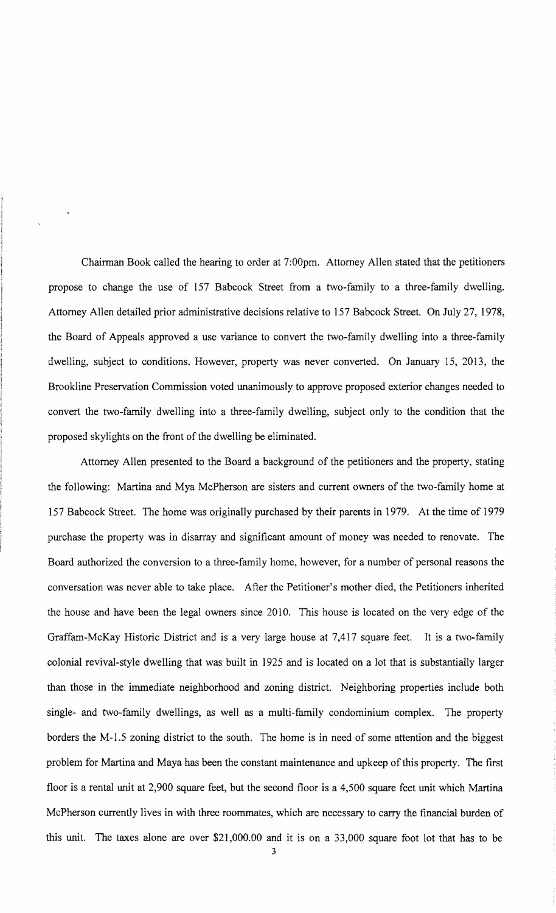Chairman Book called the hearing to order at 7:00pm. Attorney Allen stated that the petitioners propose to change the use of 157 Babcock Street from a two-family to a three-family dwelling. Attorney Allen detailed prior administrative decisions relative to 157 Babcock Street. On July 27, 1978, the Board of Appeals approved a use variance to convert the two-family dwelling into a three-family dwelling, subject to conditions. However, property was never converted. On January 15, 2013, the Brookline Preservation Commission voted unanimously to approve proposed exterior changes needed to convert the two-family dwelling into a three-family dwelling, subject only to the condition that the proposed skylights on the front of the dwelling be eliminated.

Attorney Allen presented to the Board a background of the petitioners and the property, stating the following: Martina and Mya McPherson are sisters and current owners of the two-family home at 157 Babcock Street. The home was originally purchased by their parents in 1979. At the time of 1979 purchase the property was in disarray and significant amount of money was needed to renovate. The Board authorized the conversion to a three-family home, however, for a number of personal reasons the conversation was never able to take place. After the Petitioner's mother died, the Petitioners inherited the house and have been the legal owners since 2010. This house is located on the very edge of the Graffam-McKay Historic District and is a very large house at 7,417 square feet. It is a two-family colonial revival-style dwelling that was built in 1925 and is located on a lot that is substantially larger than those in the immediate neighborhood and zoning district. Neighboring properties include both single- and two-family dwellings, as well as a multi-family condominium complex. The property borders the M-1.5 zoning district to the south. The home is in need of some attention and the biggest problem for Martina and Maya has been the constant maintenance and upkeep of this property. The first floor is a rental unit at 2,900 square feet, but the second floor is a 4,500 square feet unit which Martina McPherson currently lives in with three roommates, which are necessary to carry the financial burden of this unit. The taxes alone are over $21,000.00 and it is on a 33,000 square foot lot that has to be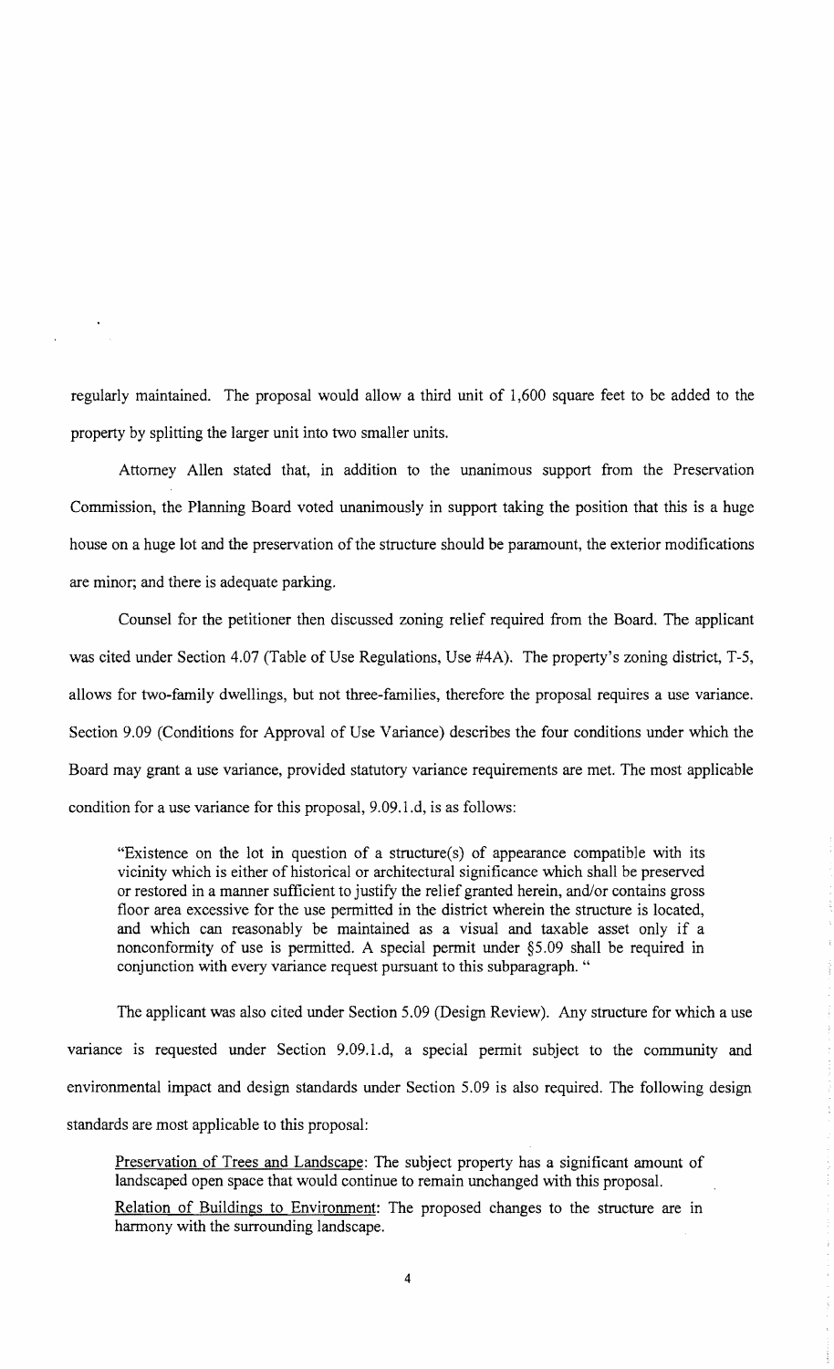regularly maintained. The proposal would allow a third unit of 1,600 square feet to be added to the property by splitting the larger unit into two smaller units.

Attorney Allen stated that, in addition to the unanimous support from the Preservation Commission, the Planning Board voted unanimously in support taking the position that this is a huge house on a huge lot and the preservation of the structure should be paramount, the exterior modifications are minor; and there is adequate parking.

Counsel for the petitioner then discussed zoning relief required from the Board. The applicant was cited under Section 4.07 (Table of Use Regulations, Use #4A). The property's zoning district, T-5, allows for two-family dwellings, but not three-families, therefore the proposal requires a use variance. Section 9.09 (Conditions for Approval of Use Variance) describes the four conditions under which the Board may grant a use variance, provided statutory variance requirements are met. The most applicable condition for a use variance for this proposal, 9.09.1.d, is as follows:

> "Existence on the lot in question of a structure(s) of appearance compatible with its vicinity which is either of historical or architectural significance which shall be preserved or restored in a manner sufficient to justify the relief granted herein, and/or contains gross floor area excessive for the use permitted in the district wherein the structure is located, and which can reasonably be maintained as a visual and taxable asset only if a nonconformity of use is permitted. A special permit under §5.09 shall be required in conjunction with every variance request pursuant to this subparagraph. "

The applicant was also cited under Section 5.09 (Design Review). Any structure for which a use variance is requested under Section 9.09.1.d, a special permit subject to the community and environmental impact and design standards under Section 5.09 is also required. The following design standards are most applicable to this proposal:

> Preservation of Trees and Landscape: The subject property has a significant amount of landscaped open space that would continue to remain unchanged with this proposal.
>
> Relation of Buildings to Environment: The proposed changes to the structure are in harmony with the surrounding landscape.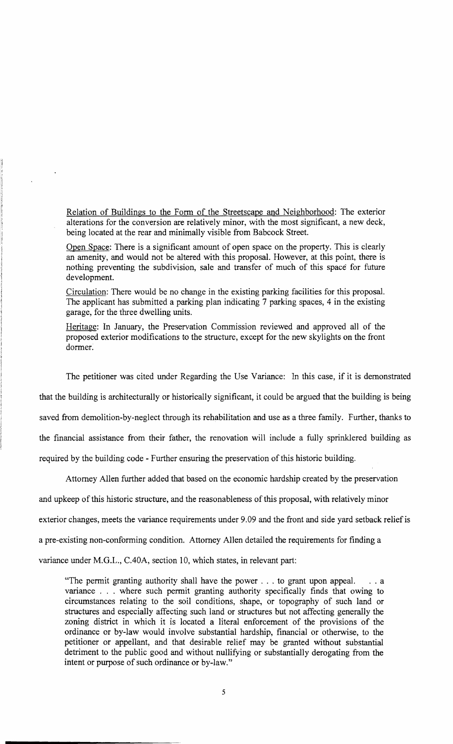Relation of Buildings to the Form of the Streetscape and Neighborhood: The exterior alterations for the conversion are relatively minor, with the most significant, a new deck, being located at the rear and minimally visible from Babcock Street.

Open Space: There is a significant amount of open space on the property. This is clearly an amenity, and would not be altered with this proposal. However, at this point, there is nothing preventing the subdivision, sale and transfer of much of this space for future development.

Circulation: There would be no change in the existing parking facilities for this proposal. The applicant has submitted a parking plan indicating 7 parking spaces, 4 in the existing garage, for the three dwelling units.

Heritage: In January, the Preservation Commission reviewed and approved all of the proposed exterior modifications to the structure, except for the new skylights on the front dormer.

The petitioner was cited under Regarding the Use Variance: In this case, if it is demonstrated that the building is architecturally or historically significant, it could be argued that the building is being saved from demolition-by-neglect through its rehabilitation and use as a three family. Further, thanks to the financial assistance from their father, the renovation will include a fully sprinklered building as required by the building code - Further ensuring the preservation of this historic building.

Attorney Allen further added that based on the economic hardship created by the preservation and upkeep of this historic structure, and the reasonableness of this proposal, with relatively minor exterior changes, meets the variance requirements under 9.09 and the front and side yard setback relief is a pre-existing non-conforming condition. Attorney Allen detailed the requirements for finding a variance under M.G.L., C.40A, section 10, which states, in relevant part:

> "The permit granting authority shall have the power . . . to grant upon appeal. . . a variance . . . where such permit granting authority specifically finds that owing to circumstances relating to the soil conditions, shape, or topography of such land or structures and especially affecting such land or structures but not affecting generally the zoning district in which it is located a literal enforcement of the provisions of the ordinance or by-law would involve substantial hardship, financial or otherwise, to the petitioner or appellant, and that desirable relief may be granted without substantial detriment to the public good and without nullifying or substantially derogating from the intent or purpose of such ordinance or by-law."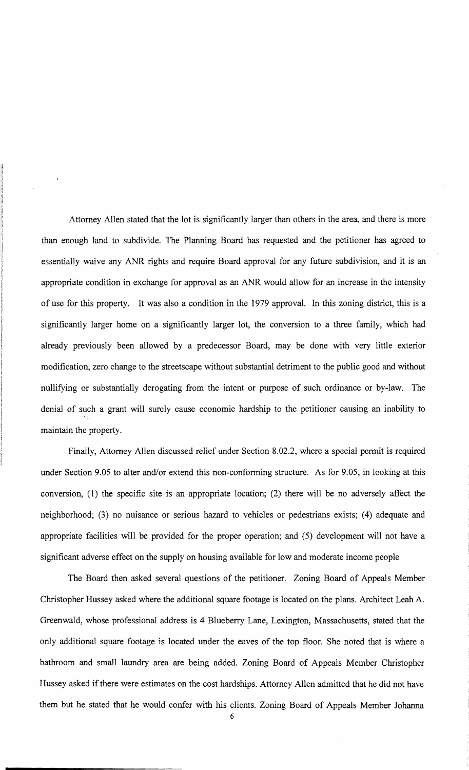Attorney Allen stated that the lot is significantly larger than others in the area, and there is more than enough land to subdivide. The Planning Board has requested and the petitioner has agreed to essentially waive any ANR rights and require Board approval for any future subdivision, and it is an appropriate condition in exchange for approval as an ANR would allow for an increase in the intensity of use for this property. It was also a condition in the 1979 approval. In this zoning district, this is a significantly larger home on a significantly larger lot, the conversion to a three family, which had already previously been allowed by a predecessor Board, may be done with very little exterior modification, zero change to the streetscape without substantial detriment to the public good and without nullifying or substantially derogating from the intent or purpose of such ordinance or by-law. The denial of such a grant will surely cause economic hardship to the petitioner causing an inability to maintain the property.

Finally, Attorney Allen discussed relief under Section 8.02.2, where a special permit is required under Section 9.05 to alter and/or extend this non-conforming structure. As for 9.05, in looking at this conversion, (1) the specific site is an appropriate location; (2) there will be no adversely affect the neighborhood; (3) no nuisance or serious hazard to vehicles or pedestrians exists; (4) adequate and appropriate facilities will be provided for the proper operation; and (5) development will not have a significant adverse effect on the supply on housing available for low and moderate income people

The Board then asked several questions of the petitioner. Zoning Board of Appeals Member Christopher Hussey asked where the additional square footage is located on the plans. Architect Leah A. Greenwald, whose professional address is 4 Blueberry Lane, Lexington, Massachusetts, stated that the only additional square footage is located under the eaves of the top floor. She noted that is where a bathroom and small laundry area are being added. Zoning Board of Appeals Member Christopher Hussey asked if there were estimates on the cost hardships. Attorney Allen admitted that he did not have them but he stated that he would confer with his clients. Zoning Board of Appeals Member Johanna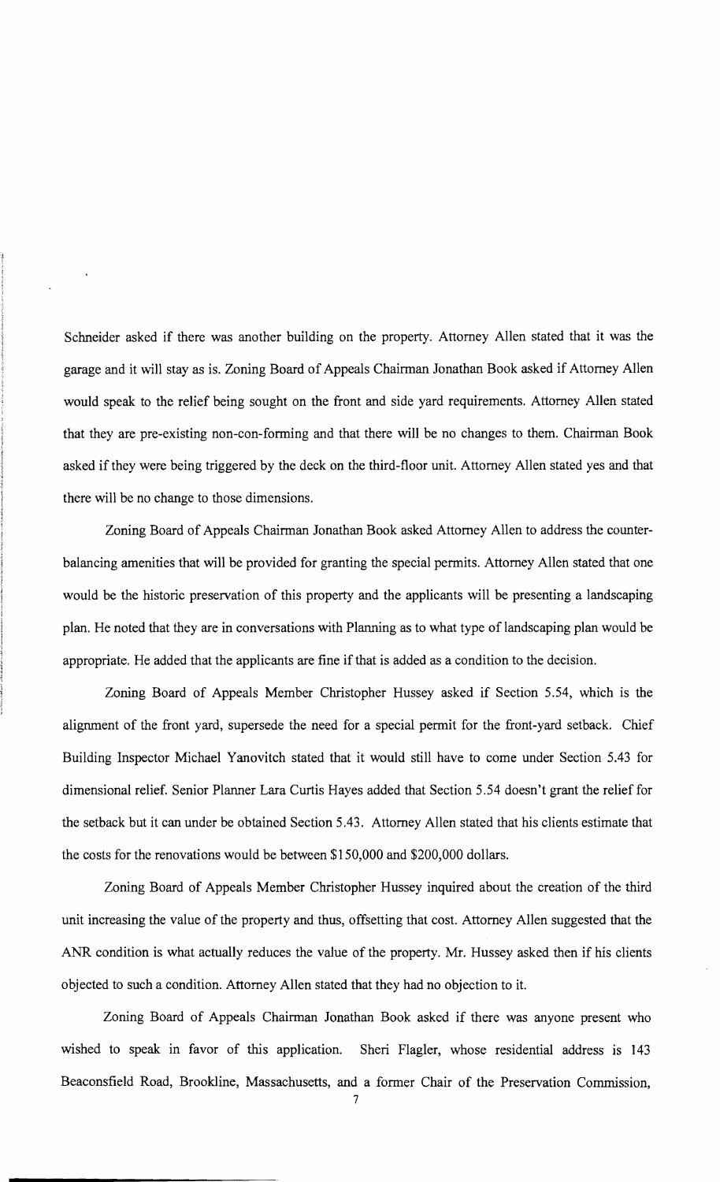Schneider asked if there was another building on the property. Attorney Allen stated that it was the garage and it will stay as is. Zoning Board of Appeals Chairman Jonathan Book asked if Attorney Allen would speak to the relief being sought on the front and side yard requirements. Attorney Allen stated that they are pre-existing non-con-forming and that there will be no changes to them. Chairman Book asked if they were being triggered by the deck on the third-floor unit. Attorney Allen stated yes and that there will be no change to those dimensions.

Zoning Board of Appeals Chairman Jonathan Book asked Attorney Allen to address the counter-balancing amenities that will be provided for granting the special permits. Attorney Allen stated that one would be the historic preservation of this property and the applicants will be presenting a landscaping plan. He noted that they are in conversations with Planning as to what type of landscaping plan would be appropriate. He added that the applicants are fine if that is added as a condition to the decision.

Zoning Board of Appeals Member Christopher Hussey asked if Section 5.54, which is the alignment of the front yard, supersede the need for a special permit for the front-yard setback. Chief Building Inspector Michael Yanovitch stated that it would still have to come under Section 5.43 for dimensional relief. Senior Planner Lara Curtis Hayes added that Section 5.54 doesn't grant the relief for the setback but it can under be obtained Section 5.43. Attorney Allen stated that his clients estimate that the costs for the renovations would be between $150,000 and $200,000 dollars.

Zoning Board of Appeals Member Christopher Hussey inquired about the creation of the third unit increasing the value of the property and thus, offsetting that cost. Attorney Allen suggested that the ANR condition is what actually reduces the value of the property. Mr. Hussey asked then if his clients objected to such a condition. Attorney Allen stated that they had no objection to it.

Zoning Board of Appeals Chairman Jonathan Book asked if there was anyone present who wished to speak in favor of this application. Sheri Flagler, whose residential address is 143 Beaconsfield Road, Brookline, Massachusetts, and a former Chair of the Preservation Commission,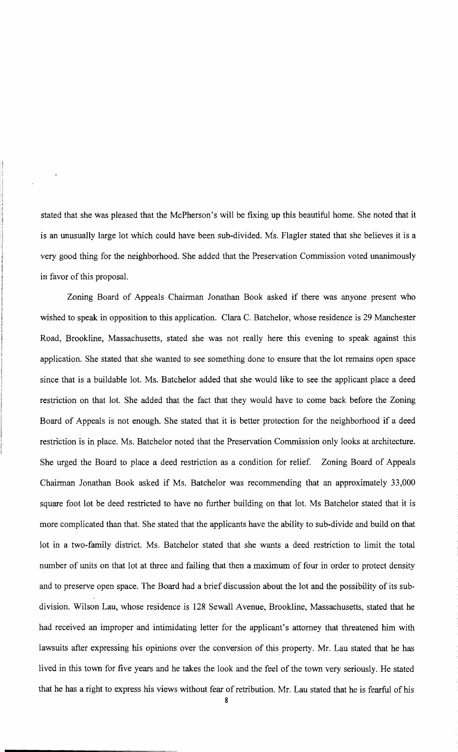stated that she was pleased that the McPherson's will be fixing up this beautiful home. She noted that it is an unusually large lot which could have been sub-divided. Ms. Flagler stated that she believes it is a very good thing for the neighborhood. She added that the Preservation Commission voted unanimously in favor of this proposal.

Zoning Board of Appeals Chairman Jonathan Book asked if there was anyone present who wished to speak in opposition to this application. Clara C. Batchelor, whose residence is 29 Manchester Road, Brookline, Massachusetts, stated she was not really here this evening to speak against this application. She stated that she wanted to see something done to ensure that the lot remains open space since that is a buildable lot. Ms. Batchelor added that she would like to see the applicant place a deed restriction on that lot. She added that the fact that they would have to come back before the Zoning Board of Appeals is not enough. She stated that it is better protection for the neighborhood if a deed restriction is in place. Ms. Batchelor noted that the Preservation Commission only looks at architecture. She urged the Board to place a deed restriction as a condition for relief. Zoning Board of Appeals Chairman Jonathan Book asked if Ms. Batchelor was recommending that an approximately 33,000 square foot lot be deed restricted to have no further building on that lot. Ms Batchelor stated that it is more complicated than that. She stated that the applicants have the ability to sub-divide and build on that lot in a two-family district. Ms. Batchelor stated that she wants a deed restriction to limit the total number of units on that lot at three and failing that then a maximum of four in order to protect density and to preserve open space. The Board had a brief discussion about the lot and the possibility of its sub-division. Wilson Lau, whose residence is 128 Sewall Avenue, Brookline, Massachusetts, stated that he had received an improper and intimidating letter for the applicant's attorney that threatened him with lawsuits after expressing his opinions over the conversion of this property. Mr. Lau stated that he has lived in this town for five years and he takes the look and the feel of the town very seriously. He stated that he has a right to express his views without fear of retribution. Mr. Lau stated that he is fearful of his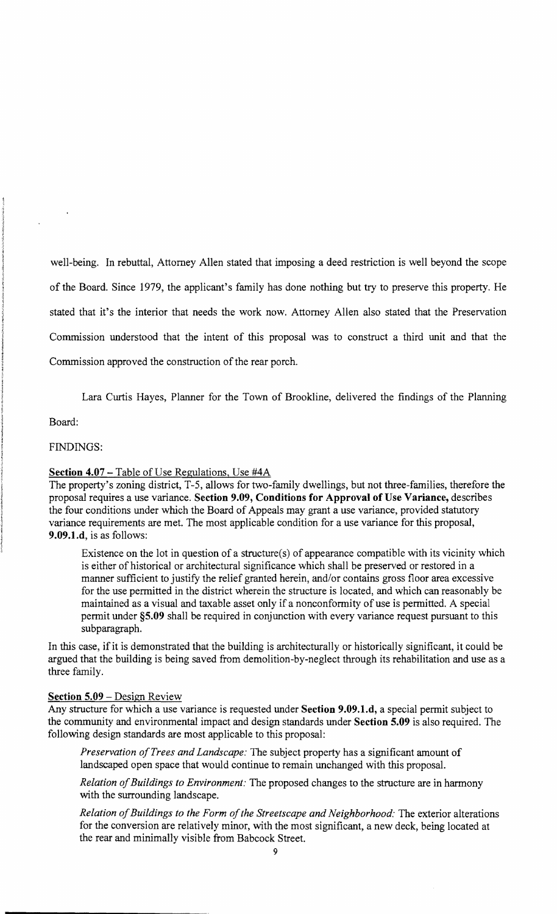well-being. In rebuttal, Attorney Allen stated that imposing a deed restriction is well beyond the scope of the Board. Since 1979, the applicant's family has done nothing but try to preserve this property. He stated that it's the interior that needs the work now. Attorney Allen also stated that the Preservation Commission understood that the intent of this proposal was to construct a third unit and that the Commission approved the construction of the rear porch.

Lara Curtis Hayes, Planner for the Town of Brookline, delivered the findings of the Planning Board:

FINDINGS:

**Section 4.07** – Table of Use Regulations, Use #4A

The property's zoning district, T-5, allows for two-family dwellings, but not three-families, therefore the proposal requires a use variance. **Section 9.09, Conditions for Approval of Use Variance,** describes the four conditions under which the Board of Appeals may grant a use variance, provided statutory variance requirements are met. The most applicable condition for a use variance for this proposal, **9.09.1.d**, is as follows:

> Existence on the lot in question of a structure(s) of appearance compatible with its vicinity which is either of historical or architectural significance which shall be preserved or restored in a manner sufficient to justify the relief granted herein, and/or contains gross floor area excessive for the use permitted in the district wherein the structure is located, and which can reasonably be maintained as a visual and taxable asset only if a nonconformity of use is permitted. A special permit under §5.09 shall be required in conjunction with every variance request pursuant to this subparagraph.

In this case, if it is demonstrated that the building is architecturally or historically significant, it could be argued that the building is being saved from demolition-by-neglect through its rehabilitation and use as a three family.

**Section 5.09** – Design Review

Any structure for which a use variance is requested under **Section 9.09.1.d,** a special permit subject to the community and environmental impact and design standards under **Section 5.09** is also required. The following design standards are most applicable to this proposal:

> *Preservation of Trees and Landscape:* The subject property has a significant amount of landscaped open space that would continue to remain unchanged with this proposal.
>
> *Relation of Buildings to Environment:* The proposed changes to the structure are in harmony with the surrounding landscape.
>
> *Relation of Buildings to the Form of the Streetscape and Neighborhood:* The exterior alterations for the conversion are relatively minor, with the most significant, a new deck, being located at the rear and minimally visible from Babcock Street.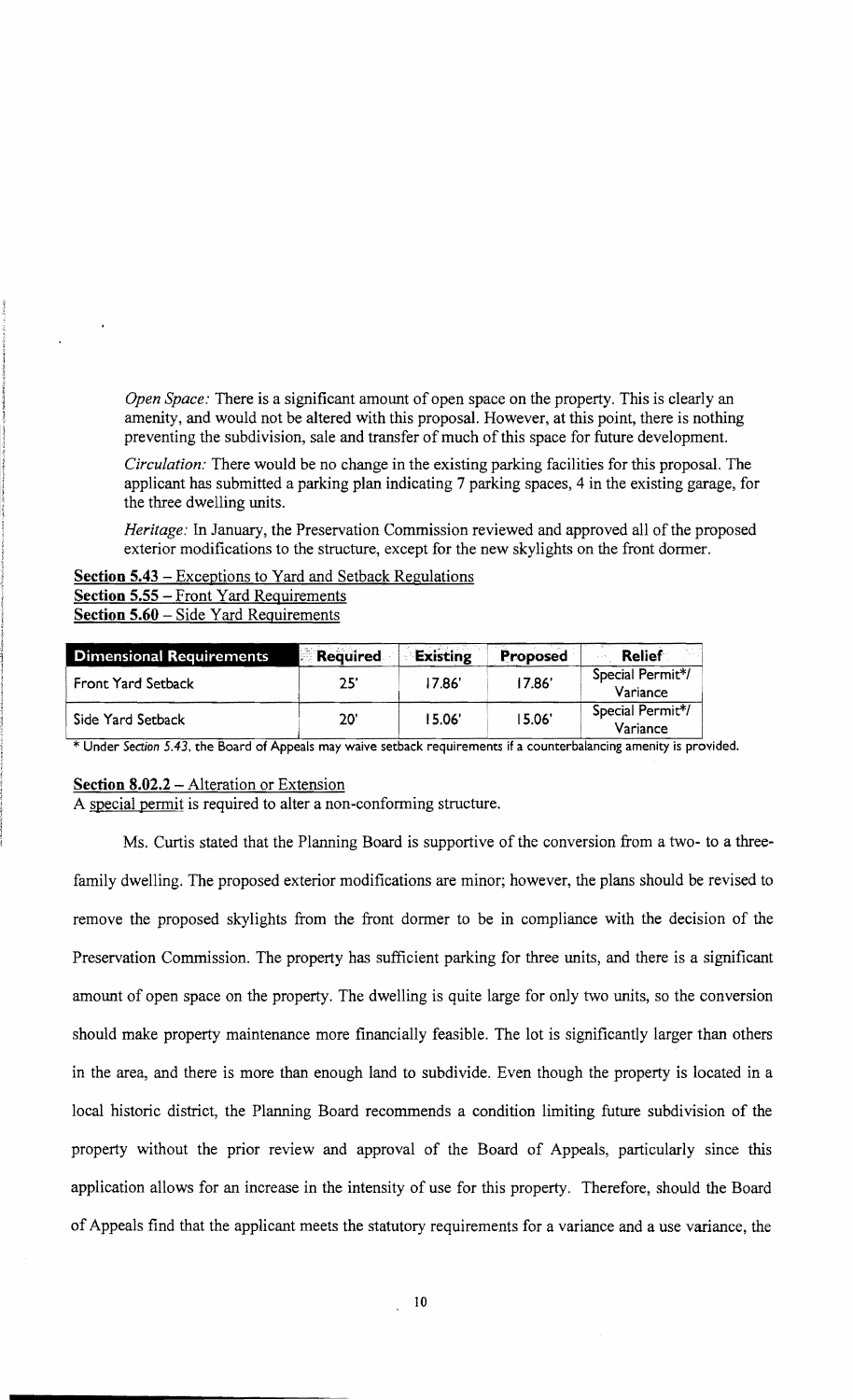*Open Space:* There is a significant amount of open space on the property. This is clearly an amenity, and would not be altered with this proposal. However, at this point, there is nothing preventing the subdivision, sale and transfer of much of this space for future development.

*Circulation:* There would be no change in the existing parking facilities for this proposal. The applicant has submitted a parking plan indicating 7 parking spaces, 4 in the existing garage, for the three dwelling units.

*Heritage:* In January, the Preservation Commission reviewed and approved all of the proposed exterior modifications to the structure, except for the new skylights on the front dormer.

**Section 5.43** – Exceptions to Yard and Setback Regulations
**Section 5.55** – Front Yard Requirements
**Section 5.60** – Side Yard Requirements

| Dimensional Requirements | Required | Existing | Proposed | Relief |
|---|---|---|---|---|
| Front Yard Setback | 25' | 17.86' | 17.86' | Special Permit*/ Variance |
| Side Yard Setback | 20' | 15.06' | 15.06' | Special Permit*/ Variance |

\* Under *Section 5.43*, the Board of Appeals may waive setback requirements if a counterbalancing amenity is provided.

**Section 8.02.2** – Alteration or Extension
A special permit is required to alter a non-conforming structure.

Ms. Curtis stated that the Planning Board is supportive of the conversion from a two- to a three-family dwelling. The proposed exterior modifications are minor; however, the plans should be revised to remove the proposed skylights from the front dormer to be in compliance with the decision of the Preservation Commission. The property has sufficient parking for three units, and there is a significant amount of open space on the property. The dwelling is quite large for only two units, so the conversion should make property maintenance more financially feasible. The lot is significantly larger than others in the area, and there is more than enough land to subdivide. Even though the property is located in a local historic district, the Planning Board recommends a condition limiting future subdivision of the property without the prior review and approval of the Board of Appeals, particularly since this application allows for an increase in the intensity of use for this property. Therefore, should the Board of Appeals find that the applicant meets the statutory requirements for a variance and a use variance, the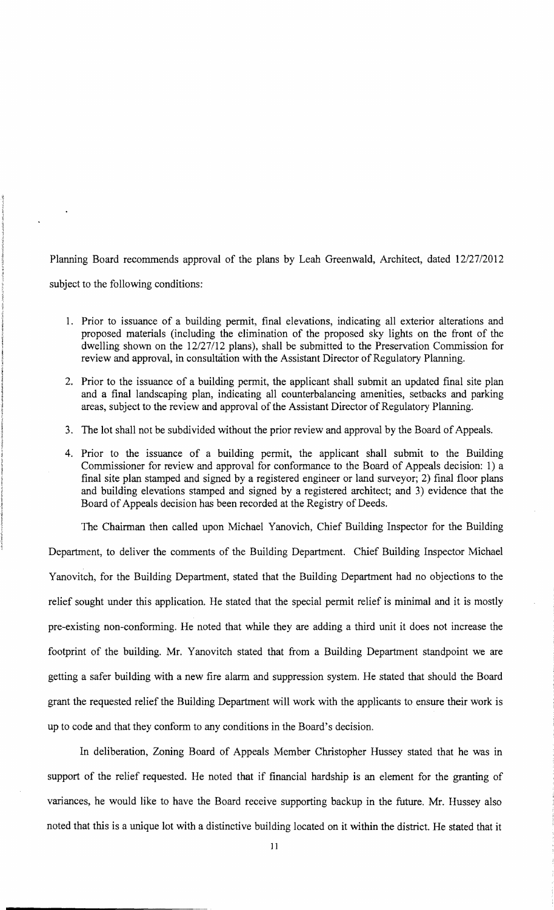Planning Board recommends approval of the plans by Leah Greenwald, Architect, dated 12/27/2012 subject to the following conditions:

1. Prior to issuance of a building permit, final elevations, indicating all exterior alterations and proposed materials (including the elimination of the proposed sky lights on the front of the dwelling shown on the 12/27/12 plans), shall be submitted to the Preservation Commission for review and approval, in consultation with the Assistant Director of Regulatory Planning.
2. Prior to the issuance of a building permit, the applicant shall submit an updated final site plan and a final landscaping plan, indicating all counterbalancing amenities, setbacks and parking areas, subject to the review and approval of the Assistant Director of Regulatory Planning.
3. The lot shall not be subdivided without the prior review and approval by the Board of Appeals.
4. Prior to the issuance of a building permit, the applicant shall submit to the Building Commissioner for review and approval for conformance to the Board of Appeals decision: 1) a final site plan stamped and signed by a registered engineer or land surveyor; 2) final floor plans and building elevations stamped and signed by a registered architect; and 3) evidence that the Board of Appeals decision has been recorded at the Registry of Deeds.

The Chairman then called upon Michael Yanovich, Chief Building Inspector for the Building Department, to deliver the comments of the Building Department. Chief Building Inspector Michael Yanovitch, for the Building Department, stated that the Building Department had no objections to the relief sought under this application. He stated that the special permit relief is minimal and it is mostly pre-existing non-conforming. He noted that while they are adding a third unit it does not increase the footprint of the building. Mr. Yanovitch stated that from a Building Department standpoint we are getting a safer building with a new fire alarm and suppression system. He stated that should the Board grant the requested relief the Building Department will work with the applicants to ensure their work is up to code and that they conform to any conditions in the Board's decision.

In deliberation, Zoning Board of Appeals Member Christopher Hussey stated that he was in support of the relief requested. He noted that if financial hardship is an element for the granting of variances, he would like to have the Board receive supporting backup in the future. Mr. Hussey also noted that this is a unique lot with a distinctive building located on it within the district. He stated that it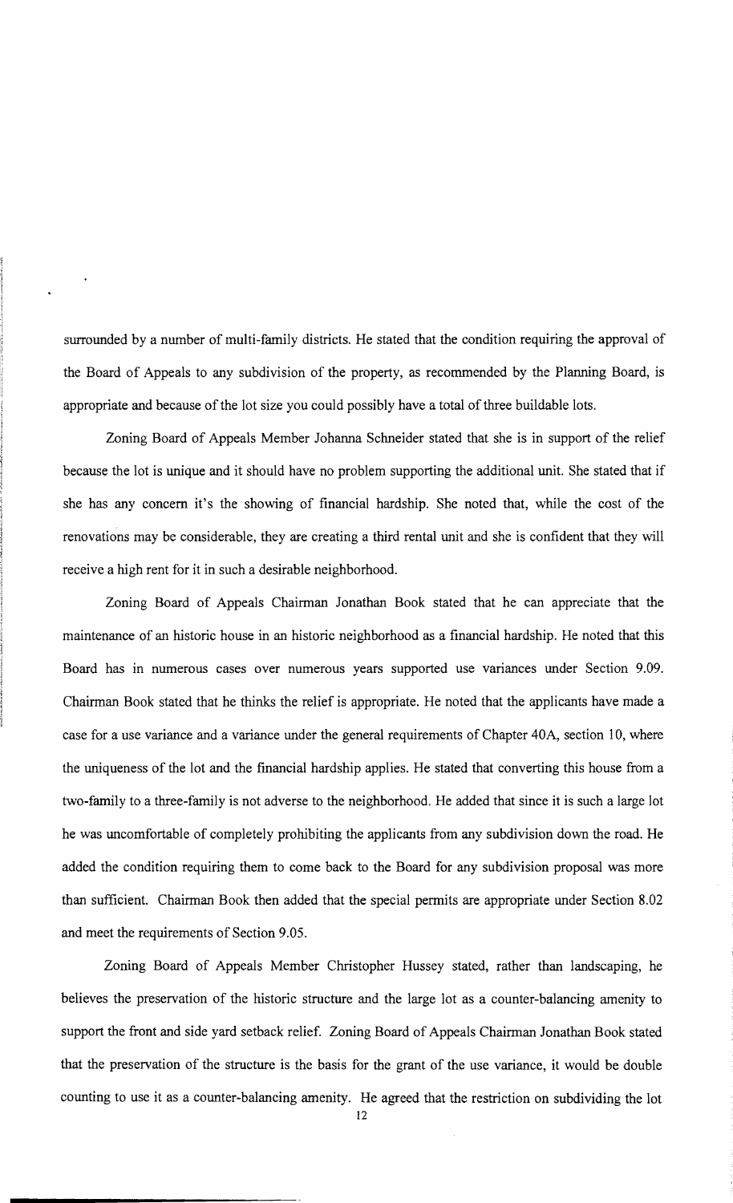surrounded by a number of multi-family districts. He stated that the condition requiring the approval of the Board of Appeals to any subdivision of the property, as recommended by the Planning Board, is appropriate and because of the lot size you could possibly have a total of three buildable lots.

Zoning Board of Appeals Member Johanna Schneider stated that she is in support of the relief because the lot is unique and it should have no problem supporting the additional unit. She stated that if she has any concern it's the showing of financial hardship. She noted that, while the cost of the renovations may be considerable, they are creating a third rental unit and she is confident that they will receive a high rent for it in such a desirable neighborhood.

Zoning Board of Appeals Chairman Jonathan Book stated that he can appreciate that the maintenance of an historic house in an historic neighborhood as a financial hardship. He noted that this Board has in numerous cases over numerous years supported use variances under Section 9.09. Chairman Book stated that he thinks the relief is appropriate. He noted that the applicants have made a case for a use variance and a variance under the general requirements of Chapter 40A, section 10, where the uniqueness of the lot and the financial hardship applies. He stated that converting this house from a two-family to a three-family is not adverse to the neighborhood. He added that since it is such a large lot he was uncomfortable of completely prohibiting the applicants from any subdivision down the road. He added the condition requiring them to come back to the Board for any subdivision proposal was more than sufficient. Chairman Book then added that the special permits are appropriate under Section 8.02 and meet the requirements of Section 9.05.

Zoning Board of Appeals Member Christopher Hussey stated, rather than landscaping, he believes the preservation of the historic structure and the large lot as a counter-balancing amenity to support the front and side yard setback relief. Zoning Board of Appeals Chairman Jonathan Book stated that the preservation of the structure is the basis for the grant of the use variance, it would be double counting to use it as a counter-balancing amenity. He agreed that the restriction on subdividing the lot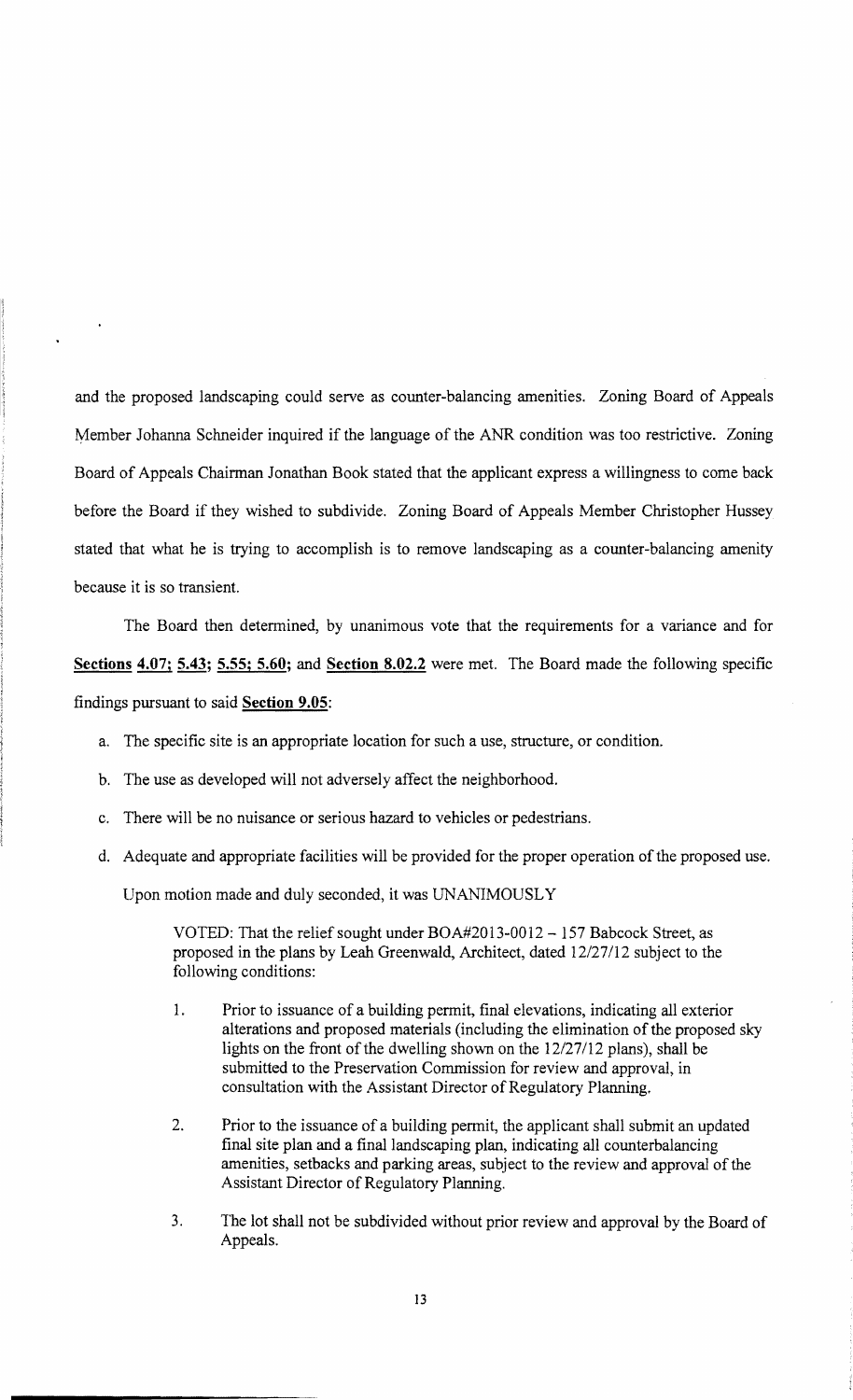and the proposed landscaping could serve as counter-balancing amenities. Zoning Board of Appeals Member Johanna Schneider inquired if the language of the ANR condition was too restrictive. Zoning Board of Appeals Chairman Jonathan Book stated that the applicant express a willingness to come back before the Board if they wished to subdivide. Zoning Board of Appeals Member Christopher Hussey stated that what he is trying to accomplish is to remove landscaping as a counter-balancing amenity because it is so transient.

The Board then determined, by unanimous vote that the requirements for a variance and for **Sections 4.07; 5.43; 5.55; 5.60;** and **Section 8.02.2** were met. The Board made the following specific findings pursuant to said **Section 9.05**:

a. The specific site is an appropriate location for such a use, structure, or condition.

b. The use as developed will not adversely affect the neighborhood.

c. There will be no nuisance or serious hazard to vehicles or pedestrians.

d. Adequate and appropriate facilities will be provided for the proper operation of the proposed use.

Upon motion made and duly seconded, it was UNANIMOUSLY

> VOTED: That the relief sought under BOA#2013-0012 – 157 Babcock Street, as proposed in the plans by Leah Greenwald, Architect, dated 12/27/12 subject to the following conditions:
>
> 1. Prior to issuance of a building permit, final elevations, indicating all exterior alterations and proposed materials (including the elimination of the proposed sky lights on the front of the dwelling shown on the 12/27/12 plans), shall be submitted to the Preservation Commission for review and approval, in consultation with the Assistant Director of Regulatory Planning.
>
> 2. Prior to the issuance of a building permit, the applicant shall submit an updated final site plan and a final landscaping plan, indicating all counterbalancing amenities, setbacks and parking areas, subject to the review and approval of the Assistant Director of Regulatory Planning.
>
> 3. The lot shall not be subdivided without prior review and approval by the Board of Appeals.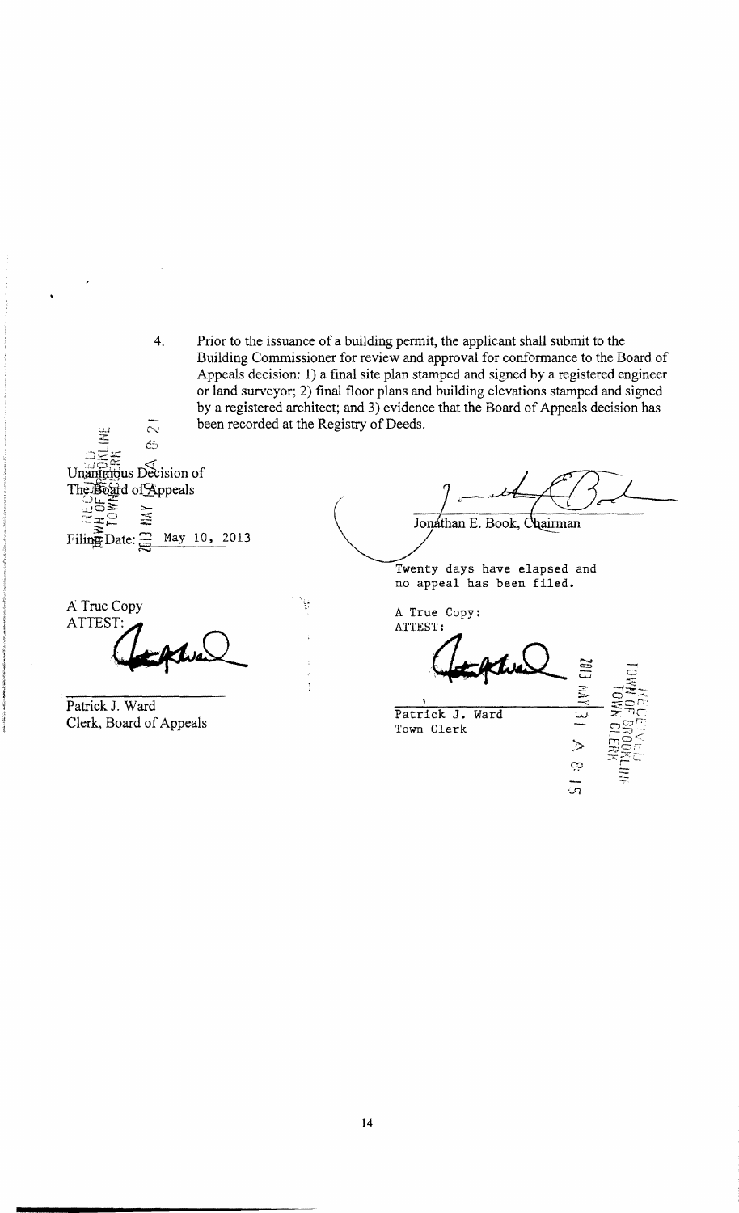4. Prior to the issuance of a building permit, the applicant shall submit to the Building Commissioner for review and approval for conformance to the Board of Appeals decision: 1) a final site plan stamped and signed by a registered engineer or land surveyor; 2) final floor plans and building elevations stamped and signed by a registered architect; and 3) evidence that the Board of Appeals decision has been recorded at the Registry of Deeds.

Unanimous Decision of
The Board of Appeals

Filing Date: May 10, 2013

RECEIVED
TOWN OF BROOKLINE
TOWN CLERK
2013 MAY -A 8:21

Jonathan E. Book, Chairman

A True Copy
ATTEST:

Patrick J. Ward
Clerk, Board of Appeals

Twenty days have elapsed and no appeal has been filed.

A True Copy:
ATTEST:

Patrick J. Ward
Town Clerk

RECEIVED
TOWN OF BROOKLINE
TOWN CLERK
2013 MAY 31 A 8:15